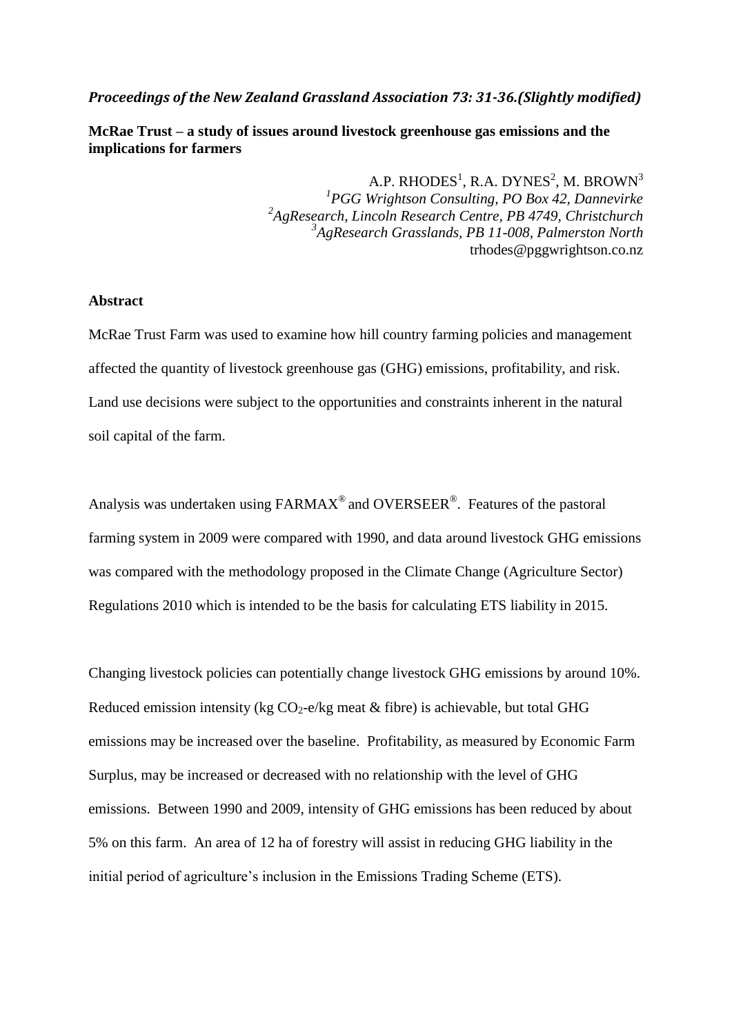*Proceedings of the New Zealand Grassland Association 73: 31-36.(Slightly modified)*

**McRae Trust – a study of issues around livestock greenhouse gas emissions and the implications for farmers**

A.P. RHODES[1], R.A. DYNES[2], M. BROWN[3]
[1]*PGG Wrightson Consulting, PO Box 42, Dannevirke*
[2]*AgResearch, Lincoln Research Centre, PB 4749, Christchurch*
[3]*AgResearch Grasslands, PB 11-008, Palmerston North*
trhodes@pggwrightson.co.nz

**Abstract**

McRae Trust Farm was used to examine how hill country farming policies and management affected the quantity of livestock greenhouse gas (GHG) emissions, profitability, and risk. Land use decisions were subject to the opportunities and constraints inherent in the natural soil capital of the farm.

Analysis was undertaken using FARMAX® and OVERSEER®. Features of the pastoral farming system in 2009 were compared with 1990, and data around livestock GHG emissions was compared with the methodology proposed in the Climate Change (Agriculture Sector) Regulations 2010 which is intended to be the basis for calculating ETS liability in 2015.

Changing livestock policies can potentially change livestock GHG emissions by around 10%. Reduced emission intensity (kg $CO_2$-e/kg meat & fibre) is achievable, but total GHG emissions may be increased over the baseline. Profitability, as measured by Economic Farm Surplus, may be increased or decreased with no relationship with the level of GHG emissions. Between 1990 and 2009, intensity of GHG emissions has been reduced by about 5% on this farm. An area of 12 ha of forestry will assist in reducing GHG liability in the initial period of agriculture's inclusion in the Emissions Trading Scheme (ETS).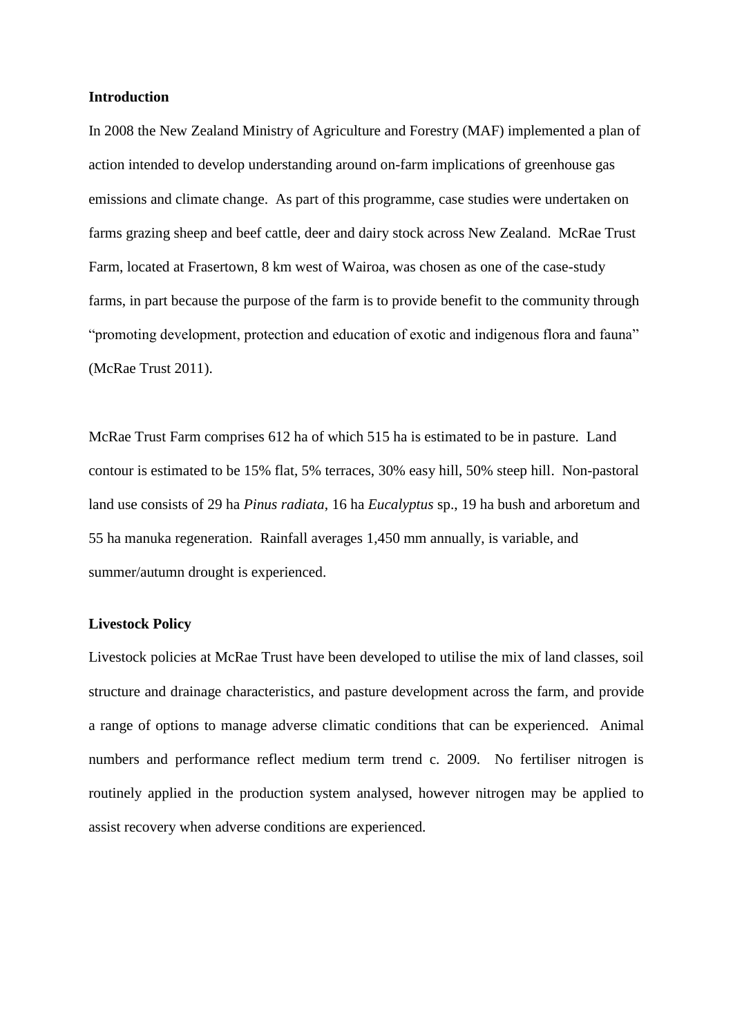**Introduction**

In 2008 the New Zealand Ministry of Agriculture and Forestry (MAF) implemented a plan of action intended to develop understanding around on-farm implications of greenhouse gas emissions and climate change. As part of this programme, case studies were undertaken on farms grazing sheep and beef cattle, deer and dairy stock across New Zealand. McRae Trust Farm, located at Frasertown, 8 km west of Wairoa, was chosen as one of the case-study farms, in part because the purpose of the farm is to provide benefit to the community through "promoting development, protection and education of exotic and indigenous flora and fauna" (McRae Trust 2011).

McRae Trust Farm comprises 612 ha of which 515 ha is estimated to be in pasture. Land contour is estimated to be 15% flat, 5% terraces, 30% easy hill, 50% steep hill. Non-pastoral land use consists of 29 ha *Pinus radiata*, 16 ha *Eucalyptus* sp., 19 ha bush and arboretum and 55 ha manuka regeneration. Rainfall averages 1,450 mm annually, is variable, and summer/autumn drought is experienced.

**Livestock Policy**

Livestock policies at McRae Trust have been developed to utilise the mix of land classes, soil structure and drainage characteristics, and pasture development across the farm, and provide a range of options to manage adverse climatic conditions that can be experienced. Animal numbers and performance reflect medium term trend c. 2009. No fertiliser nitrogen is routinely applied in the production system analysed, however nitrogen may be applied to assist recovery when adverse conditions are experienced.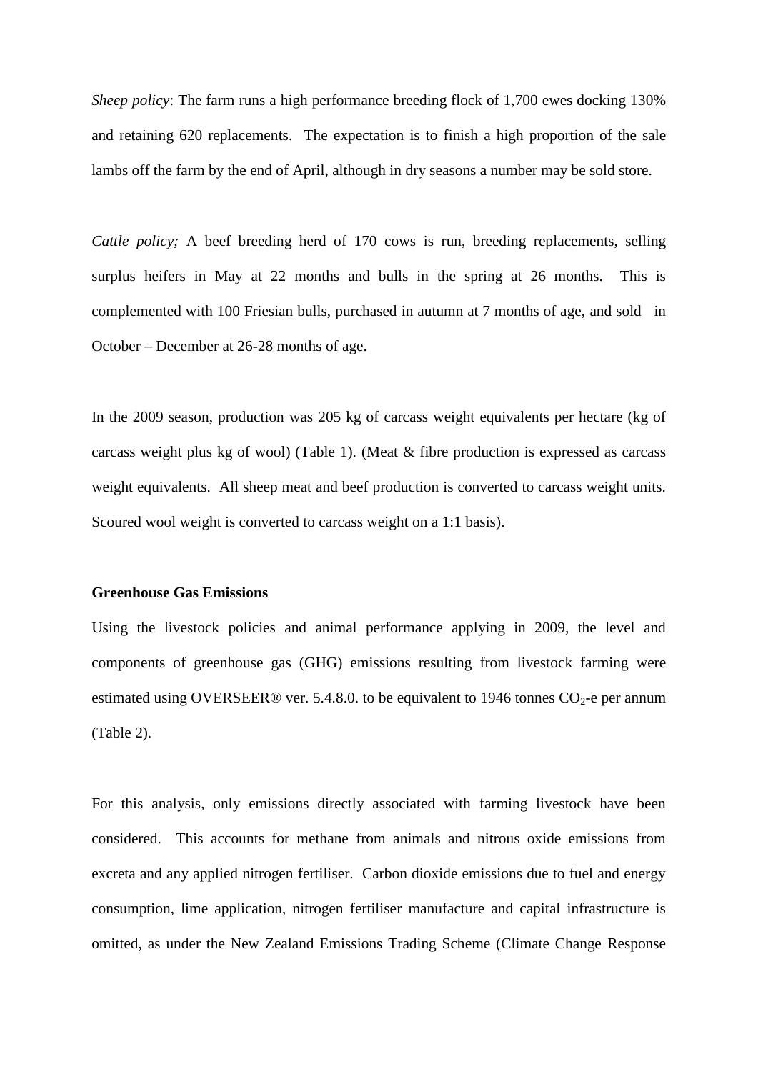*Sheep policy*: The farm runs a high performance breeding flock of 1,700 ewes docking 130% and retaining 620 replacements. The expectation is to finish a high proportion of the sale lambs off the farm by the end of April, although in dry seasons a number may be sold store.

*Cattle policy;* A beef breeding herd of 170 cows is run, breeding replacements, selling surplus heifers in May at 22 months and bulls in the spring at 26 months. This is complemented with 100 Friesian bulls, purchased in autumn at 7 months of age, and sold in October – December at 26-28 months of age.

In the 2009 season, production was 205 kg of carcass weight equivalents per hectare (kg of carcass weight plus kg of wool) (Table 1). (Meat & fibre production is expressed as carcass weight equivalents. All sheep meat and beef production is converted to carcass weight units. Scoured wool weight is converted to carcass weight on a 1:1 basis).

**Greenhouse Gas Emissions**

Using the livestock policies and animal performance applying in 2009, the level and components of greenhouse gas (GHG) emissions resulting from livestock farming were estimated using OVERSEER® ver. 5.4.8.0. to be equivalent to 1946 tonnes $CO_2$-e per annum (Table 2).

For this analysis, only emissions directly associated with farming livestock have been considered. This accounts for methane from animals and nitrous oxide emissions from excreta and any applied nitrogen fertiliser. Carbon dioxide emissions due to fuel and energy consumption, lime application, nitrogen fertiliser manufacture and capital infrastructure is omitted, as under the New Zealand Emissions Trading Scheme (Climate Change Response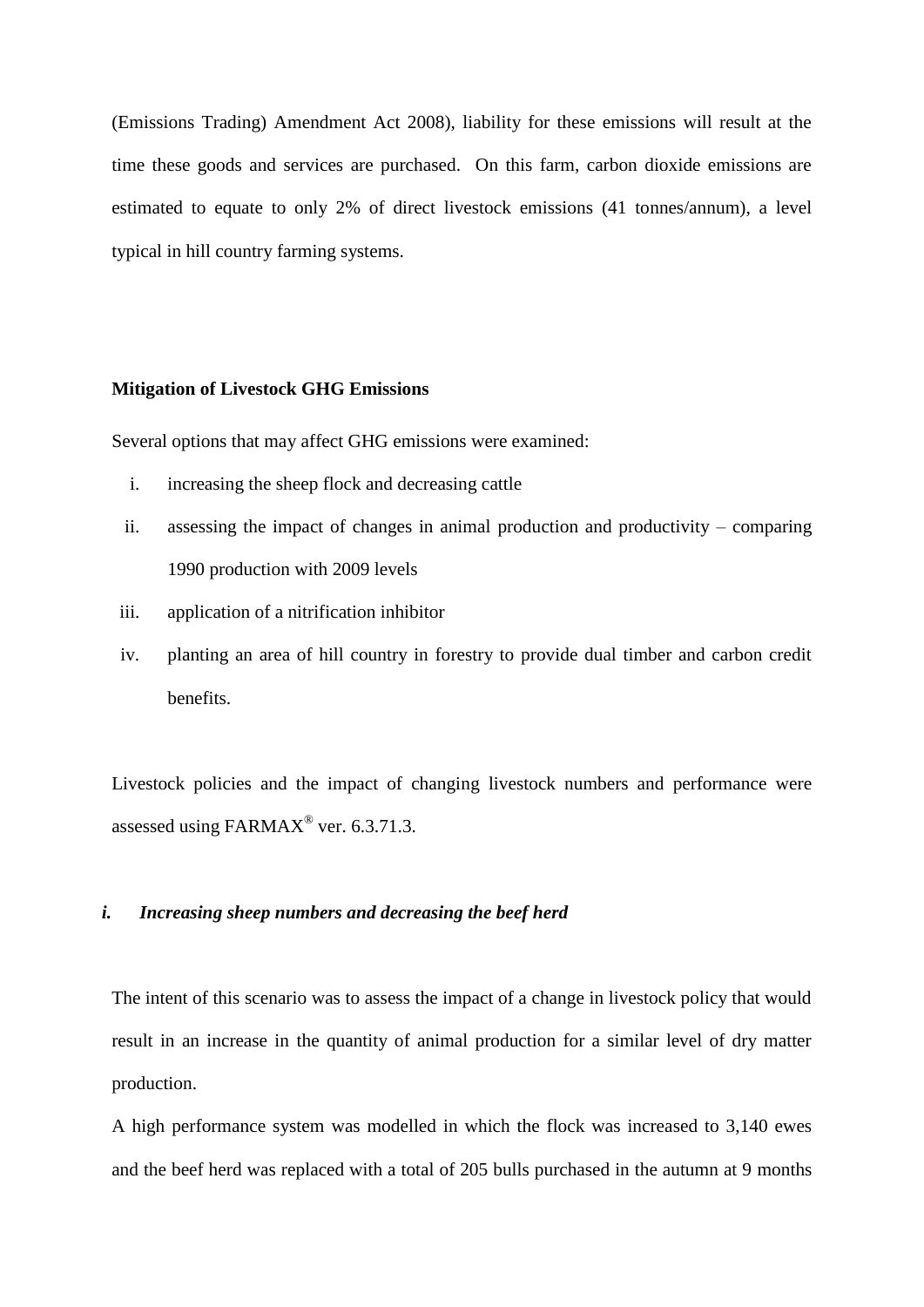(Emissions Trading) Amendment Act 2008), liability for these emissions will result at the time these goods and services are purchased. On this farm, carbon dioxide emissions are estimated to equate to only 2% of direct livestock emissions (41 tonnes/annum), a level typical in hill country farming systems.

**Mitigation of Livestock GHG Emissions**

Several options that may affect GHG emissions were examined:

i. increasing the sheep flock and decreasing cattle
ii. assessing the impact of changes in animal production and productivity – comparing 1990 production with 2009 levels
iii. application of a nitrification inhibitor
iv. planting an area of hill country in forestry to provide dual timber and carbon credit benefits.

Livestock policies and the impact of changing livestock numbers and performance were assessed using FARMAX® ver. 6.3.71.3.

### *i. Increasing sheep numbers and decreasing the beef herd*

The intent of this scenario was to assess the impact of a change in livestock policy that would result in an increase in the quantity of animal production for a similar level of dry matter production.

A high performance system was modelled in which the flock was increased to 3,140 ewes and the beef herd was replaced with a total of 205 bulls purchased in the autumn at 9 months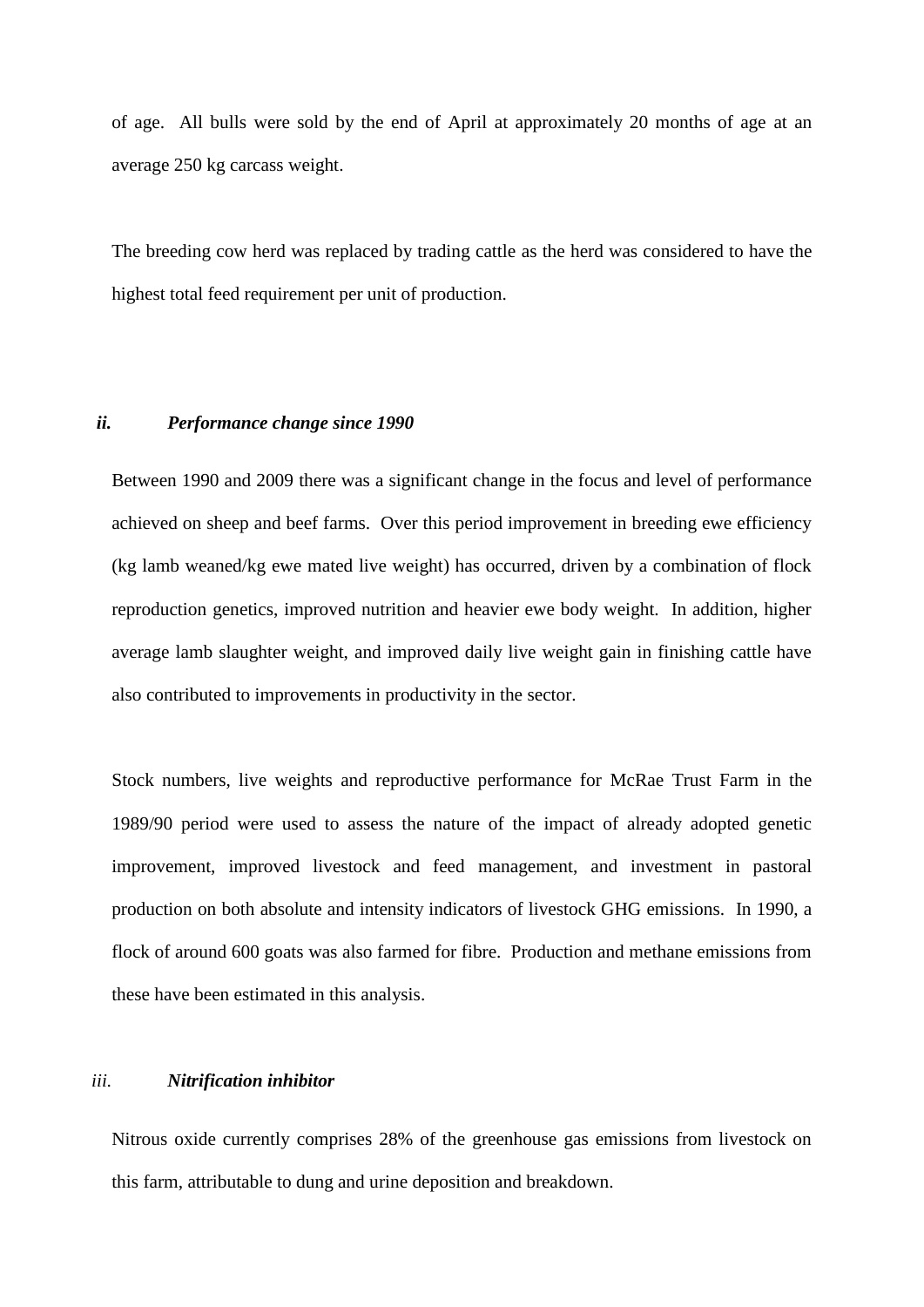of age. All bulls were sold by the end of April at approximately 20 months of age at an average 250 kg carcass weight.

The breeding cow herd was replaced by trading cattle as the herd was considered to have the highest total feed requirement per unit of production.

### *ii. Performance change since 1990*

Between 1990 and 2009 there was a significant change in the focus and level of performance achieved on sheep and beef farms. Over this period improvement in breeding ewe efficiency (kg lamb weaned/kg ewe mated live weight) has occurred, driven by a combination of flock reproduction genetics, improved nutrition and heavier ewe body weight. In addition, higher average lamb slaughter weight, and improved daily live weight gain in finishing cattle have also contributed to improvements in productivity in the sector.

Stock numbers, live weights and reproductive performance for McRae Trust Farm in the 1989/90 period were used to assess the nature of the impact of already adopted genetic improvement, improved livestock and feed management, and investment in pastoral production on both absolute and intensity indicators of livestock GHG emissions. In 1990, a flock of around 600 goats was also farmed for fibre. Production and methane emissions from these have been estimated in this analysis.

### *iii. Nitrification inhibitor*

Nitrous oxide currently comprises 28% of the greenhouse gas emissions from livestock on this farm, attributable to dung and urine deposition and breakdown.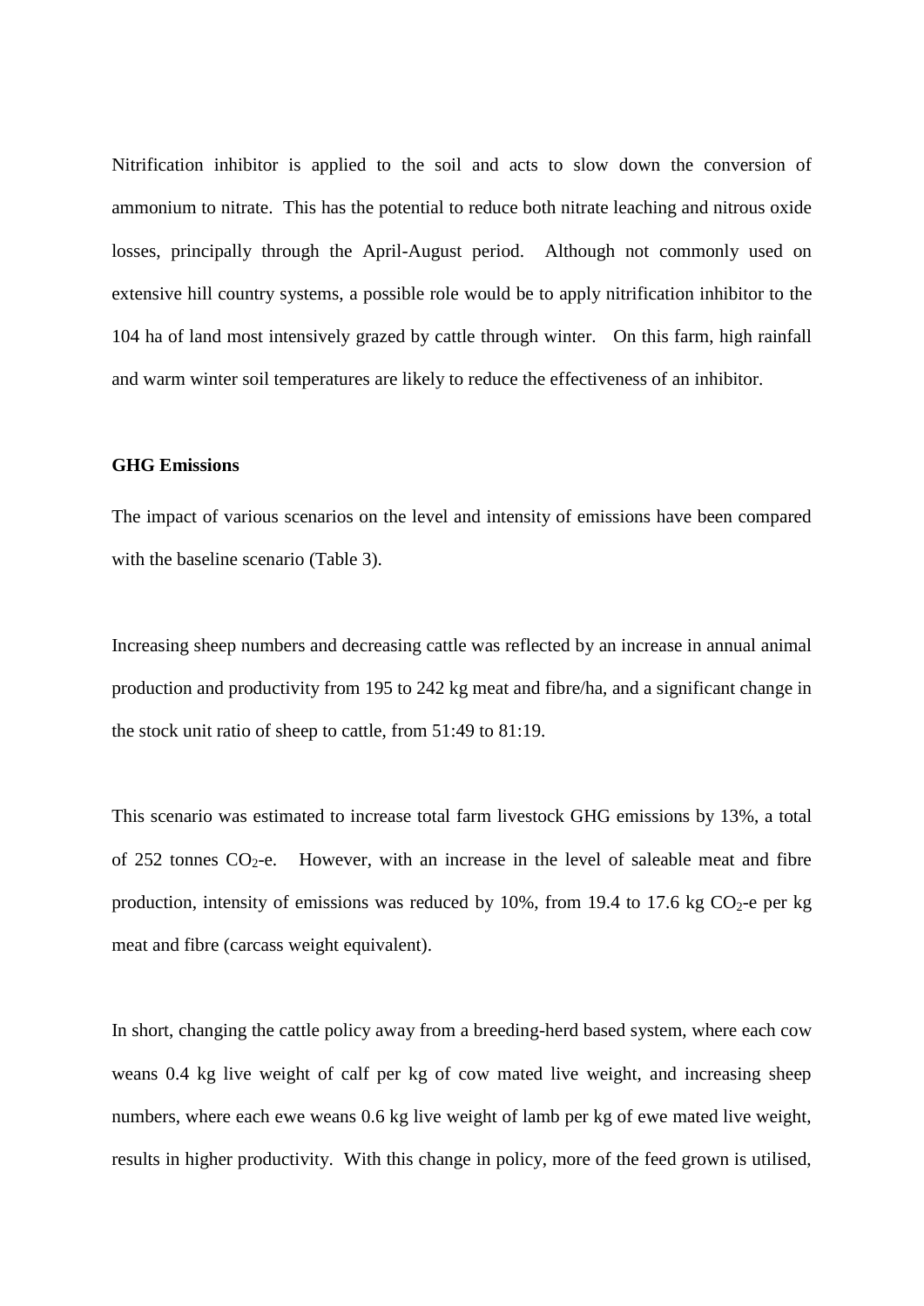Nitrification inhibitor is applied to the soil and acts to slow down the conversion of ammonium to nitrate. This has the potential to reduce both nitrate leaching and nitrous oxide losses, principally through the April-August period. Although not commonly used on extensive hill country systems, a possible role would be to apply nitrification inhibitor to the 104 ha of land most intensively grazed by cattle through winter. On this farm, high rainfall and warm winter soil temperatures are likely to reduce the effectiveness of an inhibitor.

**GHG Emissions**

The impact of various scenarios on the level and intensity of emissions have been compared with the baseline scenario (Table 3).

Increasing sheep numbers and decreasing cattle was reflected by an increase in annual animal production and productivity from 195 to 242 kg meat and fibre/ha, and a significant change in the stock unit ratio of sheep to cattle, from 51:49 to 81:19.

This scenario was estimated to increase total farm livestock GHG emissions by 13%, a total of 252 tonnes $CO_2$-e. However, with an increase in the level of saleable meat and fibre production, intensity of emissions was reduced by 10%, from 19.4 to 17.6 kg $CO_2$-e per kg meat and fibre (carcass weight equivalent).

In short, changing the cattle policy away from a breeding-herd based system, where each cow weans 0.4 kg live weight of calf per kg of cow mated live weight, and increasing sheep numbers, where each ewe weans 0.6 kg live weight of lamb per kg of ewe mated live weight, results in higher productivity. With this change in policy, more of the feed grown is utilised,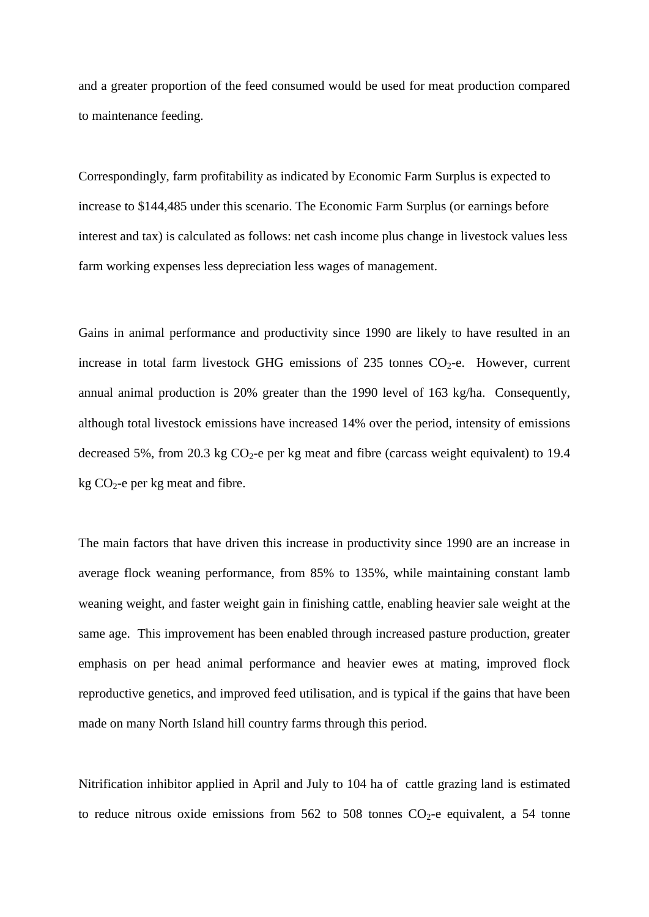and a greater proportion of the feed consumed would be used for meat production compared to maintenance feeding.

Correspondingly, farm profitability as indicated by Economic Farm Surplus is expected to increase to $144,485 under this scenario. The Economic Farm Surplus (or earnings before interest and tax) is calculated as follows: net cash income plus change in livestock values less farm working expenses less depreciation less wages of management.

Gains in animal performance and productivity since 1990 are likely to have resulted in an increase in total farm livestock GHG emissions of 235 tonnes $CO_2$-e. However, current annual animal production is 20% greater than the 1990 level of 163 kg/ha. Consequently, although total livestock emissions have increased 14% over the period, intensity of emissions decreased 5%, from 20.3 kg $CO_2$-e per kg meat and fibre (carcass weight equivalent) to 19.4 kg $CO_2$-e per kg meat and fibre.

The main factors that have driven this increase in productivity since 1990 are an increase in average flock weaning performance, from 85% to 135%, while maintaining constant lamb weaning weight, and faster weight gain in finishing cattle, enabling heavier sale weight at the same age. This improvement has been enabled through increased pasture production, greater emphasis on per head animal performance and heavier ewes at mating, improved flock reproductive genetics, and improved feed utilisation, and is typical if the gains that have been made on many North Island hill country farms through this period.

Nitrification inhibitor applied in April and July to 104 ha of cattle grazing land is estimated to reduce nitrous oxide emissions from 562 to 508 tonnes $CO_2$-e equivalent, a 54 tonne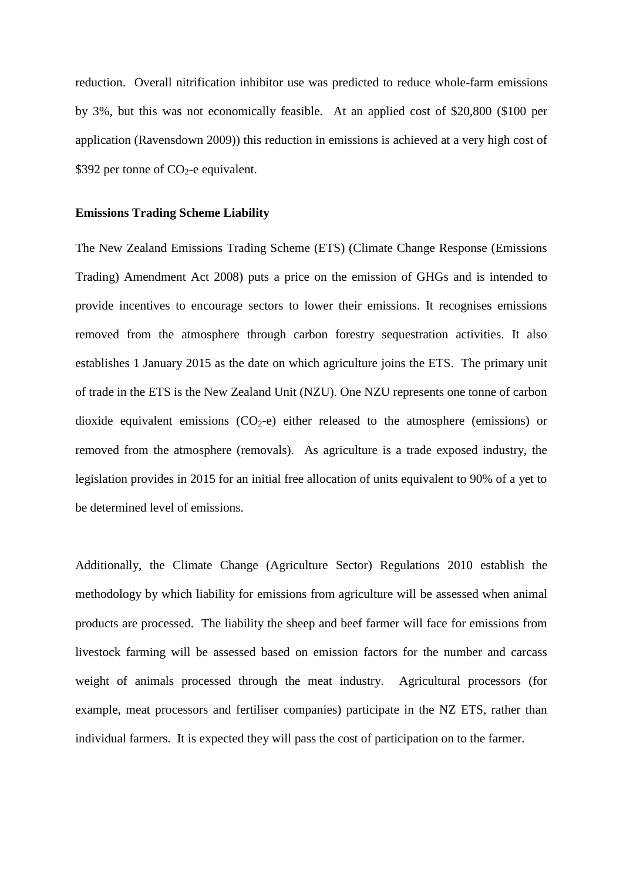reduction. Overall nitrification inhibitor use was predicted to reduce whole-farm emissions by 3%, but this was not economically feasible. At an applied cost of $20,800 ($100 per application (Ravensdown 2009)) this reduction in emissions is achieved at a very high cost of $392 per tonne of $CO_2$-e equivalent.

**Emissions Trading Scheme Liability**

The New Zealand Emissions Trading Scheme (ETS) (Climate Change Response (Emissions Trading) Amendment Act 2008) puts a price on the emission of GHGs and is intended to provide incentives to encourage sectors to lower their emissions. It recognises emissions removed from the atmosphere through carbon forestry sequestration activities. It also establishes 1 January 2015 as the date on which agriculture joins the ETS. The primary unit of trade in the ETS is the New Zealand Unit (NZU). One NZU represents one tonne of carbon dioxide equivalent emissions ($CO_2$-e) either released to the atmosphere (emissions) or removed from the atmosphere (removals). As agriculture is a trade exposed industry, the legislation provides in 2015 for an initial free allocation of units equivalent to 90% of a yet to be determined level of emissions.

Additionally, the Climate Change (Agriculture Sector) Regulations 2010 establish the methodology by which liability for emissions from agriculture will be assessed when animal products are processed. The liability the sheep and beef farmer will face for emissions from livestock farming will be assessed based on emission factors for the number and carcass weight of animals processed through the meat industry. Agricultural processors (for example, meat processors and fertiliser companies) participate in the NZ ETS, rather than individual farmers. It is expected they will pass the cost of participation on to the farmer.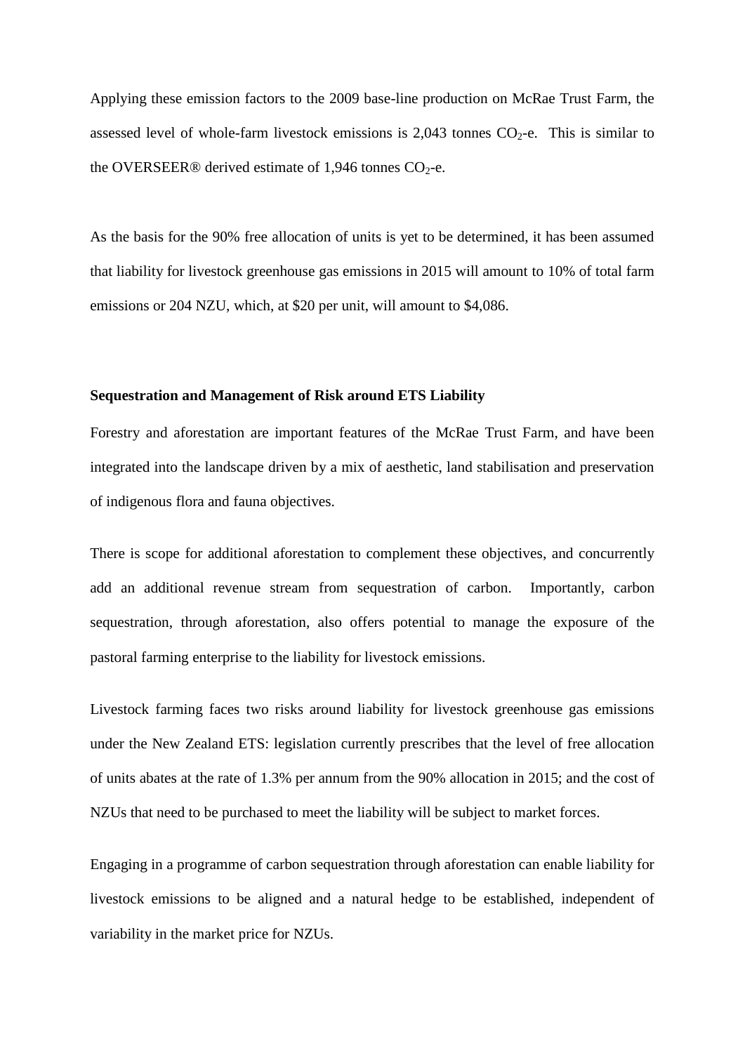Applying these emission factors to the 2009 base-line production on McRae Trust Farm, the assessed level of whole-farm livestock emissions is 2,043 tonnes $CO_2$-e. This is similar to the OVERSEER® derived estimate of 1,946 tonnes $CO_2$-e.

As the basis for the 90% free allocation of units is yet to be determined, it has been assumed that liability for livestock greenhouse gas emissions in 2015 will amount to 10% of total farm emissions or 204 NZU, which, at $20 per unit, will amount to $4,086.

**Sequestration and Management of Risk around ETS Liability**

Forestry and aforestation are important features of the McRae Trust Farm, and have been integrated into the landscape driven by a mix of aesthetic, land stabilisation and preservation of indigenous flora and fauna objectives.

There is scope for additional aforestation to complement these objectives, and concurrently add an additional revenue stream from sequestration of carbon. Importantly, carbon sequestration, through aforestation, also offers potential to manage the exposure of the pastoral farming enterprise to the liability for livestock emissions.

Livestock farming faces two risks around liability for livestock greenhouse gas emissions under the New Zealand ETS: legislation currently prescribes that the level of free allocation of units abates at the rate of 1.3% per annum from the 90% allocation in 2015; and the cost of NZUs that need to be purchased to meet the liability will be subject to market forces.

Engaging in a programme of carbon sequestration through aforestation can enable liability for livestock emissions to be aligned and a natural hedge to be established, independent of variability in the market price for NZUs.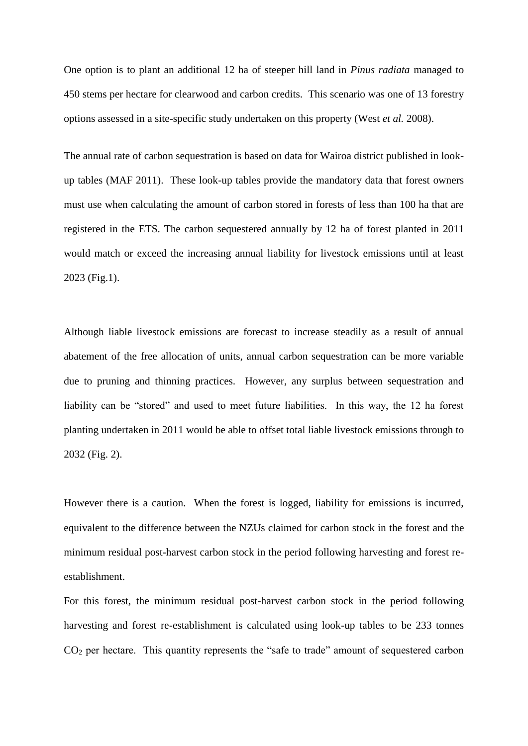One option is to plant an additional 12 ha of steeper hill land in *Pinus radiata* managed to 450 stems per hectare for clearwood and carbon credits. This scenario was one of 13 forestry options assessed in a site-specific study undertaken on this property (West *et al.* 2008).

The annual rate of carbon sequestration is based on data for Wairoa district published in look-up tables (MAF 2011). These look-up tables provide the mandatory data that forest owners must use when calculating the amount of carbon stored in forests of less than 100 ha that are registered in the ETS. The carbon sequestered annually by 12 ha of forest planted in 2011 would match or exceed the increasing annual liability for livestock emissions until at least 2023 (Fig.1).

Although liable livestock emissions are forecast to increase steadily as a result of annual abatement of the free allocation of units, annual carbon sequestration can be more variable due to pruning and thinning practices. However, any surplus between sequestration and liability can be "stored" and used to meet future liabilities. In this way, the 12 ha forest planting undertaken in 2011 would be able to offset total liable livestock emissions through to 2032 (Fig. 2).

However there is a caution. When the forest is logged, liability for emissions is incurred, equivalent to the difference between the NZUs claimed for carbon stock in the forest and the minimum residual post-harvest carbon stock in the period following harvesting and forest re-establishment.

For this forest, the minimum residual post-harvest carbon stock in the period following harvesting and forest re-establishment is calculated using look-up tables to be 233 tonnes $CO_2$ per hectare. This quantity represents the "safe to trade" amount of sequestered carbon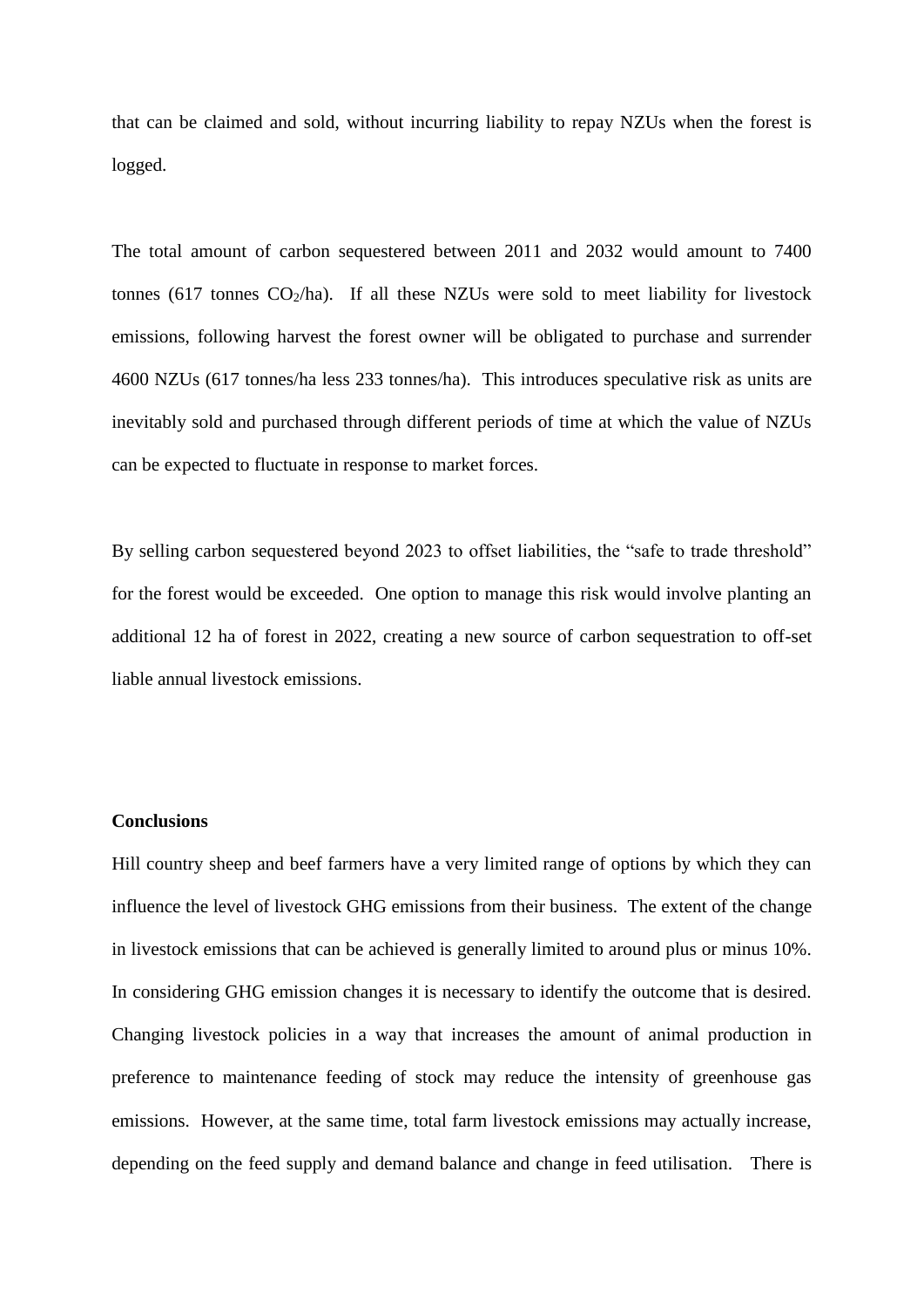that can be claimed and sold, without incurring liability to repay NZUs when the forest is logged.

The total amount of carbon sequestered between 2011 and 2032 would amount to 7400 tonnes (617 tonnes $CO_2$/ha). If all these NZUs were sold to meet liability for livestock emissions, following harvest the forest owner will be obligated to purchase and surrender 4600 NZUs (617 tonnes/ha less 233 tonnes/ha). This introduces speculative risk as units are inevitably sold and purchased through different periods of time at which the value of NZUs can be expected to fluctuate in response to market forces.

By selling carbon sequestered beyond 2023 to offset liabilities, the "safe to trade threshold" for the forest would be exceeded. One option to manage this risk would involve planting an additional 12 ha of forest in 2022, creating a new source of carbon sequestration to off-set liable annual livestock emissions.

**Conclusions**

Hill country sheep and beef farmers have a very limited range of options by which they can influence the level of livestock GHG emissions from their business. The extent of the change in livestock emissions that can be achieved is generally limited to around plus or minus 10%. In considering GHG emission changes it is necessary to identify the outcome that is desired. Changing livestock policies in a way that increases the amount of animal production in preference to maintenance feeding of stock may reduce the intensity of greenhouse gas emissions. However, at the same time, total farm livestock emissions may actually increase, depending on the feed supply and demand balance and change in feed utilisation. There is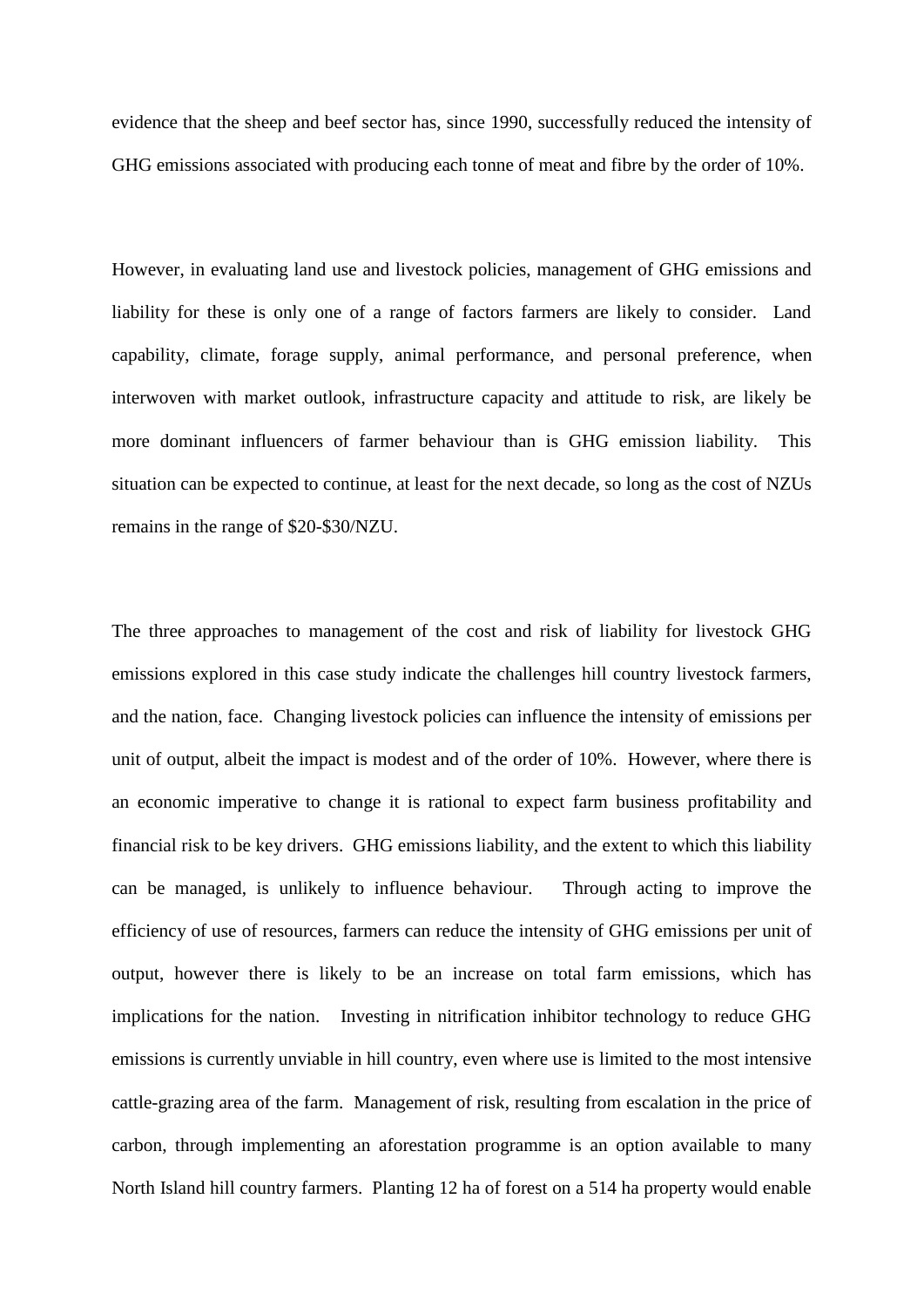evidence that the sheep and beef sector has, since 1990, successfully reduced the intensity of GHG emissions associated with producing each tonne of meat and fibre by the order of 10%.

However, in evaluating land use and livestock policies, management of GHG emissions and liability for these is only one of a range of factors farmers are likely to consider. Land capability, climate, forage supply, animal performance, and personal preference, when interwoven with market outlook, infrastructure capacity and attitude to risk, are likely be more dominant influencers of farmer behaviour than is GHG emission liability. This situation can be expected to continue, at least for the next decade, so long as the cost of NZUs remains in the range of \$20-\$30/NZU.

The three approaches to management of the cost and risk of liability for livestock GHG emissions explored in this case study indicate the challenges hill country livestock farmers, and the nation, face. Changing livestock policies can influence the intensity of emissions per unit of output, albeit the impact is modest and of the order of 10%. However, where there is an economic imperative to change it is rational to expect farm business profitability and financial risk to be key drivers. GHG emissions liability, and the extent to which this liability can be managed, is unlikely to influence behaviour. Through acting to improve the efficiency of use of resources, farmers can reduce the intensity of GHG emissions per unit of output, however there is likely to be an increase on total farm emissions, which has implications for the nation. Investing in nitrification inhibitor technology to reduce GHG emissions is currently unviable in hill country, even where use is limited to the most intensive cattle-grazing area of the farm. Management of risk, resulting from escalation in the price of carbon, through implementing an aforestation programme is an option available to many North Island hill country farmers. Planting 12 ha of forest on a 514 ha property would enable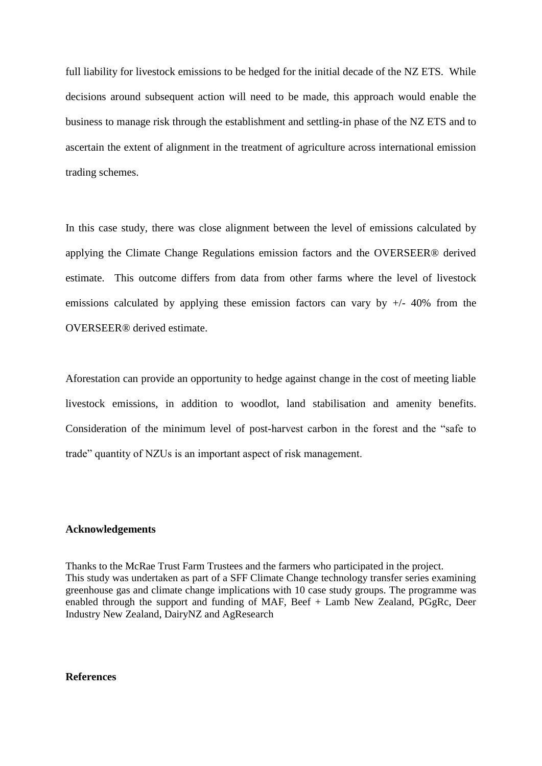full liability for livestock emissions to be hedged for the initial decade of the NZ ETS. While decisions around subsequent action will need to be made, this approach would enable the business to manage risk through the establishment and settling-in phase of the NZ ETS and to ascertain the extent of alignment in the treatment of agriculture across international emission trading schemes.

In this case study, there was close alignment between the level of emissions calculated by applying the Climate Change Regulations emission factors and the OVERSEER® derived estimate. This outcome differs from data from other farms where the level of livestock emissions calculated by applying these emission factors can vary by +/- 40% from the OVERSEER® derived estimate.

Aforestation can provide an opportunity to hedge against change in the cost of meeting liable livestock emissions, in addition to woodlot, land stabilisation and amenity benefits. Consideration of the minimum level of post-harvest carbon in the forest and the "safe to trade" quantity of NZUs is an important aspect of risk management.

### Acknowledgements

Thanks to the McRae Trust Farm Trustees and the farmers who participated in the project.
This study was undertaken as part of a SFF Climate Change technology transfer series examining greenhouse gas and climate change implications with 10 case study groups. The programme was enabled through the support and funding of MAF, Beef + Lamb New Zealand, PGgRc, Deer Industry New Zealand, DairyNZ and AgResearch

### References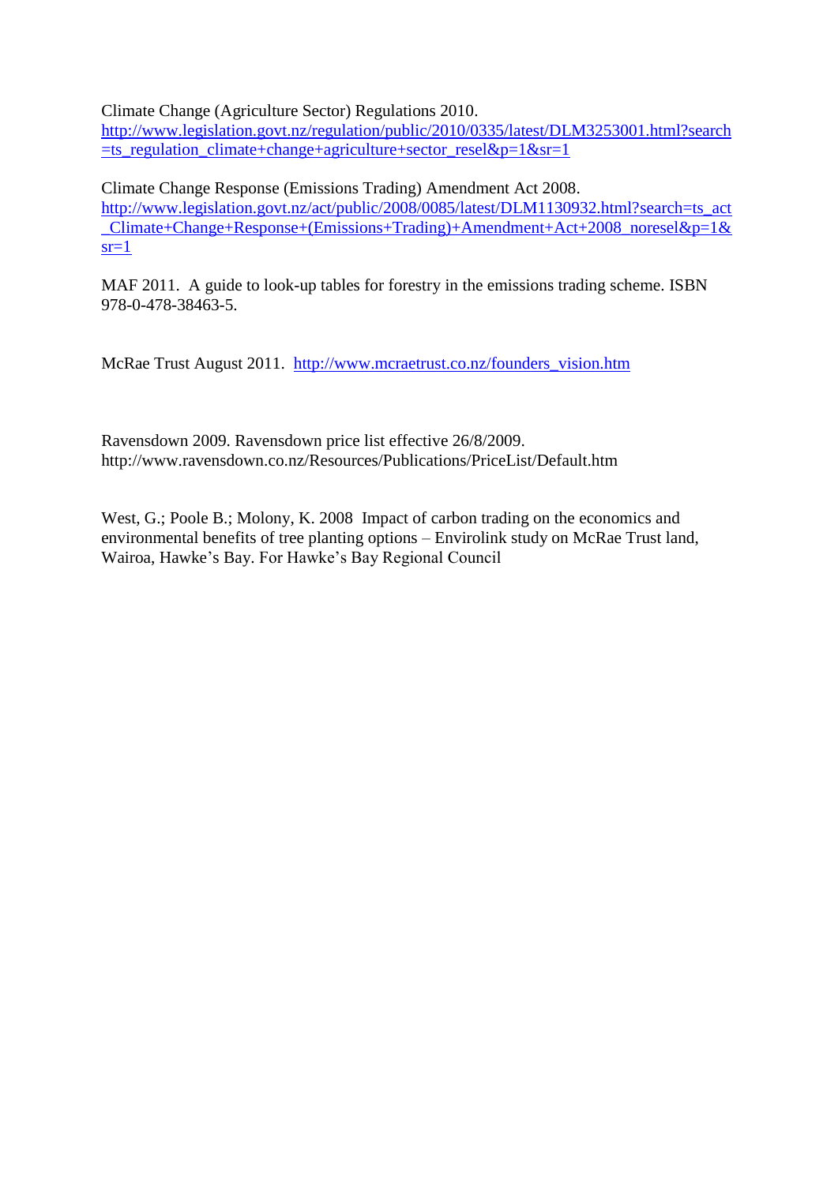Climate Change (Agriculture Sector) Regulations 2010.
http://www.legislation.govt.nz/regulation/public/2010/0335/latest/DLM3253001.html?search=ts_regulation_climate+change+agriculture+sector_resel&p=1&sr=1

Climate Change Response (Emissions Trading) Amendment Act 2008.
http://www.legislation.govt.nz/act/public/2008/0085/latest/DLM1130932.html?search=ts_act_Climate+Change+Response+(Emissions+Trading)+Amendment+Act+2008_noresel&p=1&sr=1

MAF 2011. A guide to look-up tables for forestry in the emissions trading scheme. ISBN 978-0-478-38463-5.

McRae Trust August 2011. http://www.mcraetrust.co.nz/founders_vision.htm

Ravensdown 2009. Ravensdown price list effective 26/8/2009.
http://www.ravensdown.co.nz/Resources/Publications/PriceList/Default.htm

West, G.; Poole B.; Molony, K. 2008 Impact of carbon trading on the economics and environmental benefits of tree planting options – Envirolink study on McRae Trust land, Wairoa, Hawke's Bay. For Hawke's Bay Regional Council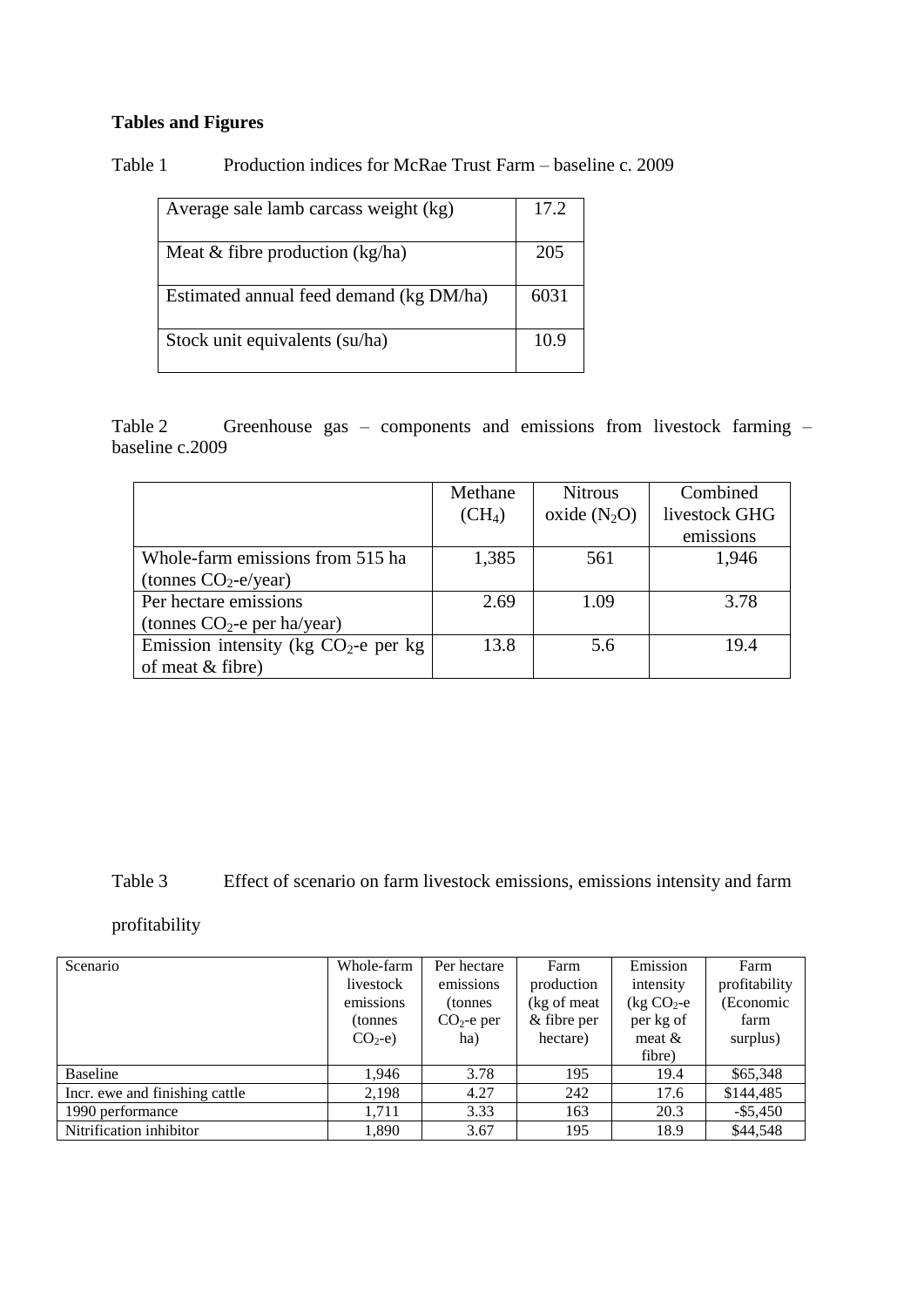**Tables and Figures**

Table 1 Production indices for McRae Trust Farm – baseline c. 2009

| | |
|---|---|
| Average sale lamb carcass weight (kg) | 17.2 |
| Meat & fibre production (kg/ha) | 205 |
| Estimated annual feed demand (kg DM/ha) | 6031 |
| Stock unit equivalents (su/ha) | 10.9 |

Table 2 Greenhouse gas – components and emissions from livestock farming – baseline c.2009

| | Methane ($CH_4$) | Nitrous oxide ($N_2O$) | Combined livestock GHG emissions |
|---|---|---|---|
| Whole-farm emissions from 515 ha (tonnes $CO_2$-e/year) | 1,385 | 561 | 1,946 |
| Per hectare emissions (tonnes $CO_2$-e per ha/year) | 2.69 | 1.09 | 3.78 |
| Emission intensity (kg $CO_2$-e per kg of meat & fibre) | 13.8 | 5.6 | 19.4 |

Table 3 Effect of scenario on farm livestock emissions, emissions intensity and farm profitability

| Scenario | Whole-farm livestock emissions (tonnes $CO_2$-e) | Per hectare emissions (tonnes $CO_2$-e per ha) | Farm production (kg of meat & fibre per hectare) | Emission intensity (kg $CO_2$-e per kg of meat & fibre) | Farm profitability (Economic farm surplus) |
|---|---|---|---|---|---|
| Baseline | 1,946 | 3.78 | 195 | 19.4 | $65,348 |
| Incr. ewe and finishing cattle | 2,198 | 4.27 | 242 | 17.6 | $144,485 |
| 1990 performance | 1,711 | 3.33 | 163 | 20.3 | -$5,450 |
| Nitrification inhibitor | 1,890 | 3.67 | 195 | 18.9 | $44,548 |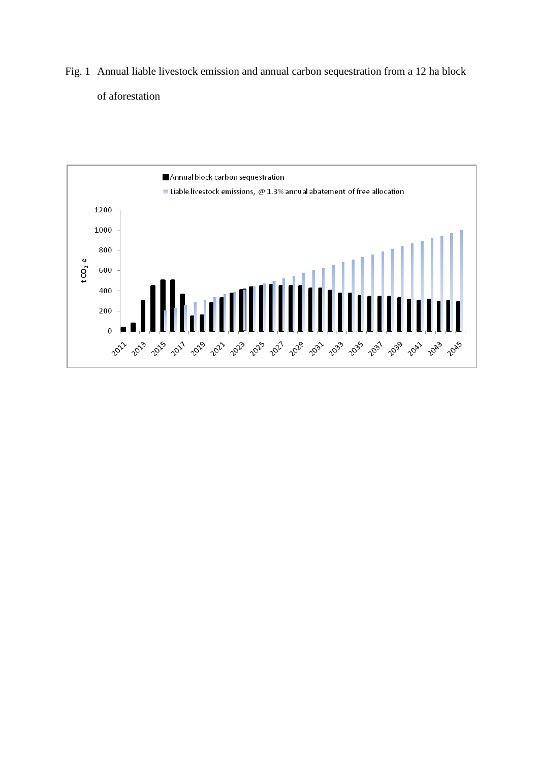Fig. 1 Annual liable livestock emission and annual carbon sequestration from a 12 ha block of aforestation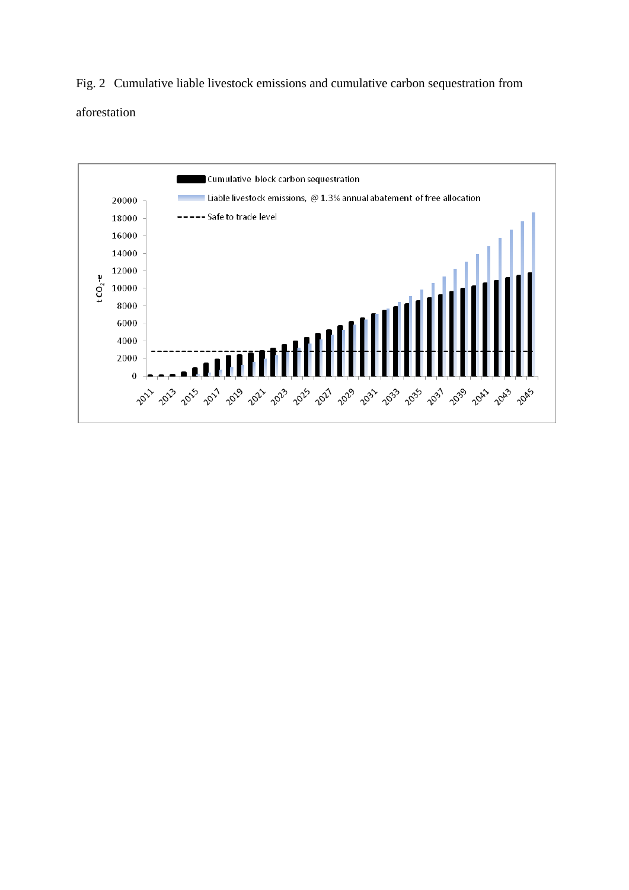Fig. 2 Cumulative liable livestock emissions and cumulative carbon sequestration from aforestation

Cumulative block carbon sequestration

Liable livestock emissions, @ 1.3% annual abatement of free allocation

Safe to trade level

t $CO_2$-e

20000
18000
16000
14000
12000
10000
8000
6000
4000
2000
0

2011 2013 2015 2017 2019 2021 2023 2025 2027 2029 2031 2033 2035 2037 2039 2041 2043 2045